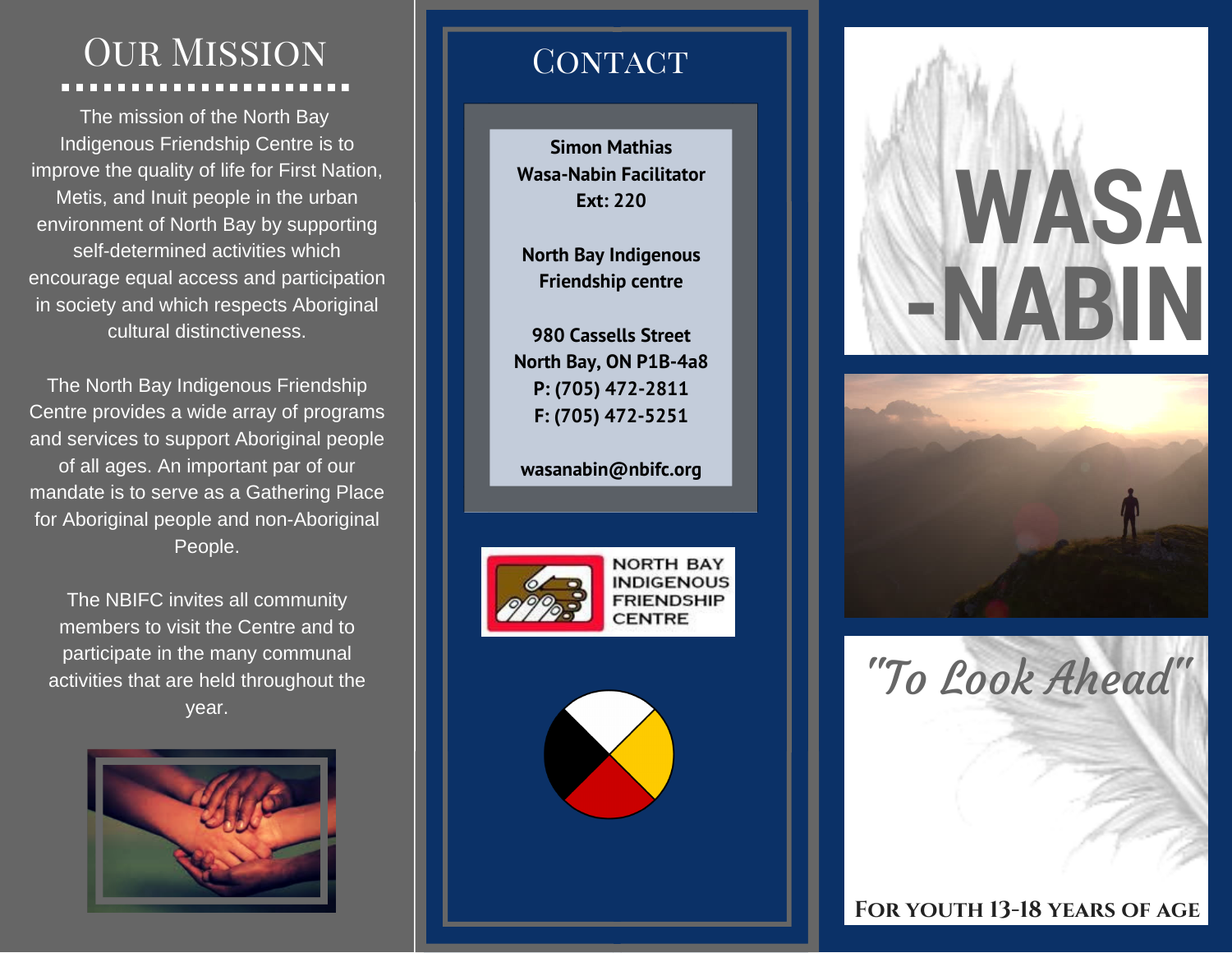# Our Mission

The mission of the North Bay Indigenous Friendship Centre is to improve the quality of life for First Nation, Metis, and Inuit people in the urban environment of North Bay by supporting self-determined activities which encourage equal access and participation in society and which respects Aboriginal cultural distinctiveness.

The North Bay Indigenous Friendship Centre provides a wide array of programs and services to support Aboriginal people of all ages. An important par of our mandate is to serve as a Gathering Place for Aboriginal people and non-Aboriginal People.

The NBIFC invites all community members to visit the Centre and to participate in the many communal activities that are held throughout the year.

# Contact

**Simon Mathias**
**Wasa-Nabin Facilitator**
**Ext: 220**

**North Bay Indigenous Friendship centre**

**980 Cassells Street**
**North Bay, ON P1B-4a8**
**P: (705) 472-2811**
**F: (705) 472-5251**

**wasanabin@nbifc.org**

NORTH BAY INDIGENOUS FRIENDSHIP CENTRE

# WASA-NABIN

*"To Look Ahead"*

**For youth 13-18 years of age**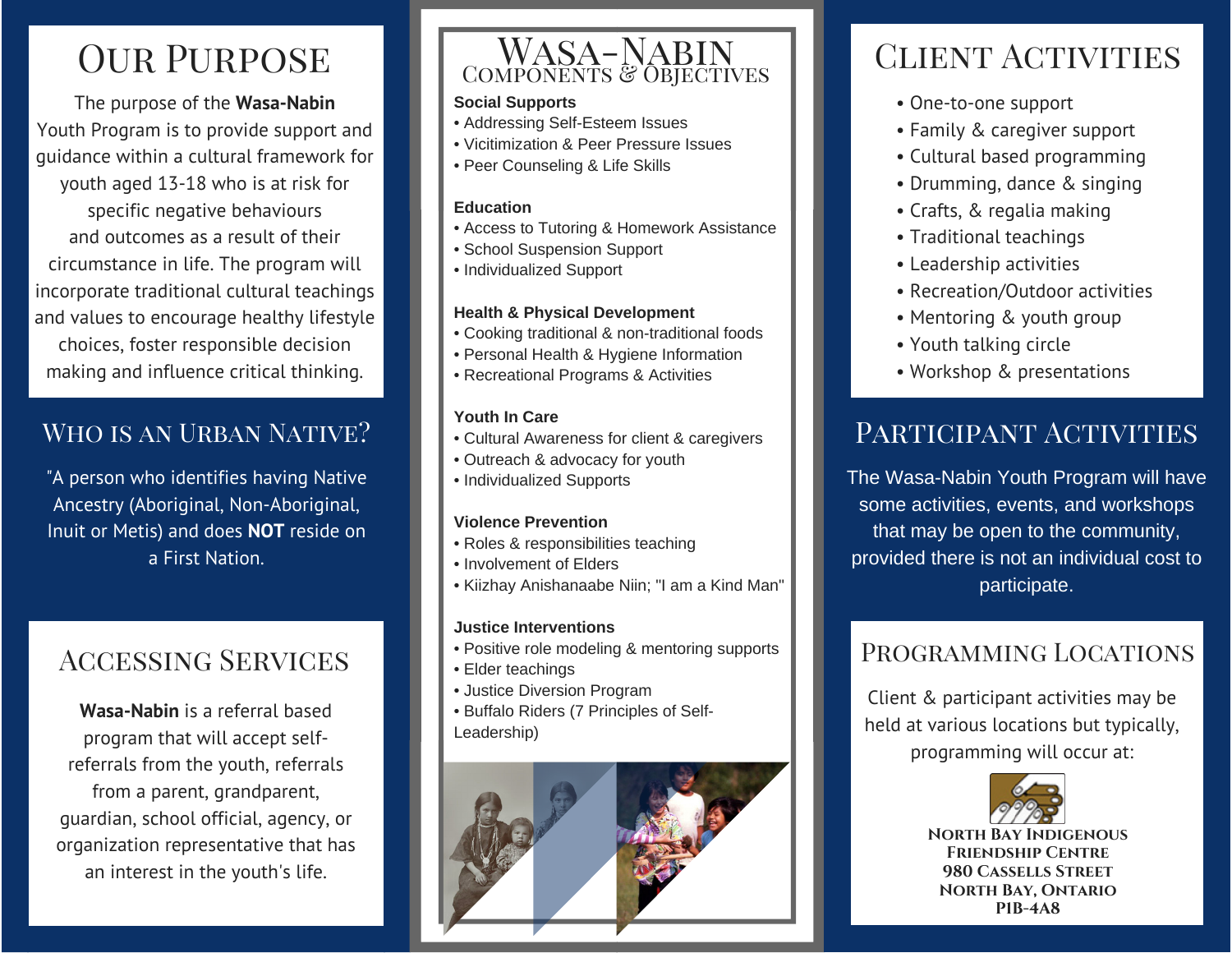# Our Purpose

The purpose of the **Wasa-Nabin** Youth Program is to provide support and guidance within a cultural framework for youth aged 13-18 who is at risk for specific negative behaviours and outcomes as a result of their circumstance in life. The program will incorporate traditional cultural teachings and values to encourage healthy lifestyle choices, foster responsible decision making and influence critical thinking.

## Who is an Urban Native?

"A person who identifies having Native Ancestry (Aboriginal, Non-Aboriginal, Inuit or Metis) and does **NOT** reside on a First Nation.

## Accessing Services

**Wasa-Nabin** is a referral based program that will accept self-referrals from the youth, referrals from a parent, grandparent, guardian, school official, agency, or organization representative that has an interest in the youth's life.

# Wasa-Nabin
## Components & Objectives

**Social Supports**
- Addressing Self-Esteem Issues
- Vicitimization & Peer Pressure Issues
- Peer Counseling & Life Skills

**Education**
- Access to Tutoring & Homework Assistance
- School Suspension Support
- Individualized Support

**Health & Physical Development**
- Cooking traditional & non-traditional foods
- Personal Health & Hygiene Information
- Recreational Programs & Activities

**Youth In Care**
- Cultural Awareness for client & caregivers
- Outreach & advocacy for youth
- Individualized Supports

**Violence Prevention**
- Roles & responsibilities teaching
- Involvement of Elders
- Kiizhay Anishanaabe Niin; "I am a Kind Man"

**Justice Interventions**
- Positive role modeling & mentoring supports
- Elder teachings
- Justice Diversion Program
- Buffalo Riders (7 Principles of Self-Leadership)

# Client Activities

- One-to-one support
- Family & caregiver support
- Cultural based programming
- Drumming, dance & singing
- Crafts, & regalia making
- Traditional teachings
- Leadership activities
- Recreation/Outdoor activities
- Mentoring & youth group
- Youth talking circle
- Workshop & presentations

## Participant Activities

The Wasa-Nabin Youth Program will have some activities, events, and workshops that may be open to the community, provided there is not an individual cost to participate.

## Programming Locations

Client & participant activities may be held at various locations but typically, programming will occur at:

**North Bay Indigenous Friendship Centre**
**980 Cassells Street**
**North Bay, Ontario**
**P1B-4A8**